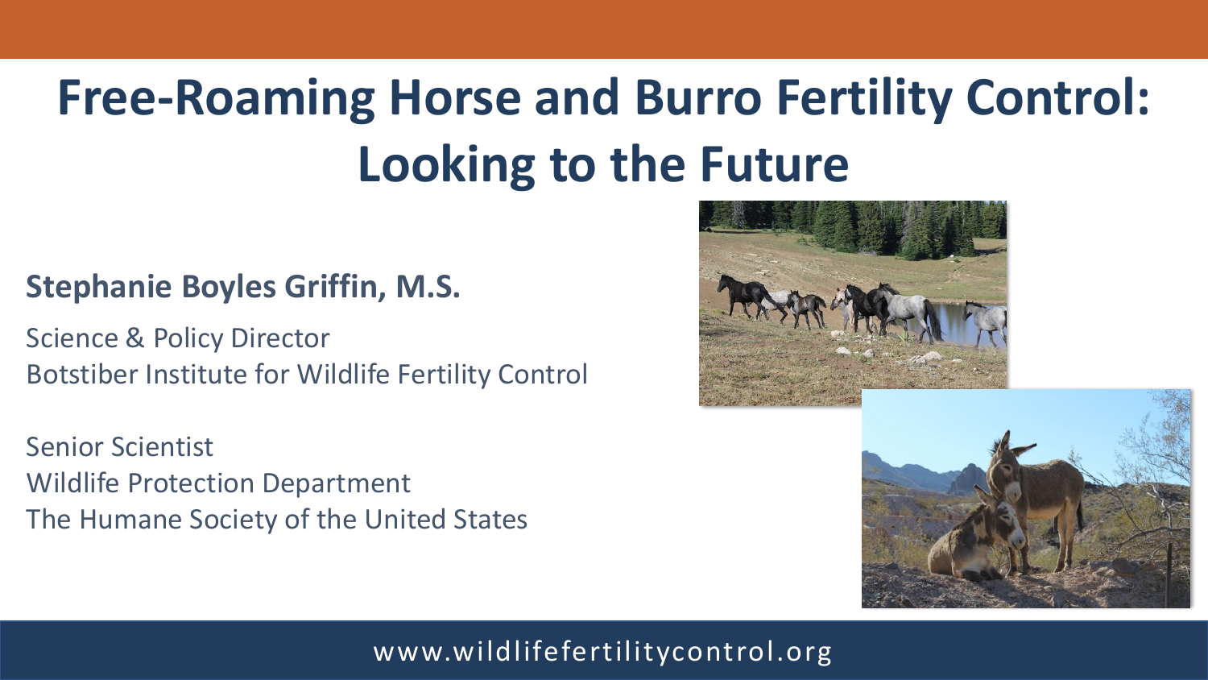# Free-Roaming Horse and Burro Fertility Control: Looking to the Future

**Stephanie Boyles Griffin, M.S.**

Science & Policy Director
Botstiber Institute for Wildlife Fertility Control

Senior Scientist
Wildlife Protection Department
The Humane Society of the United States

www.wildlifefertilitycontrol.org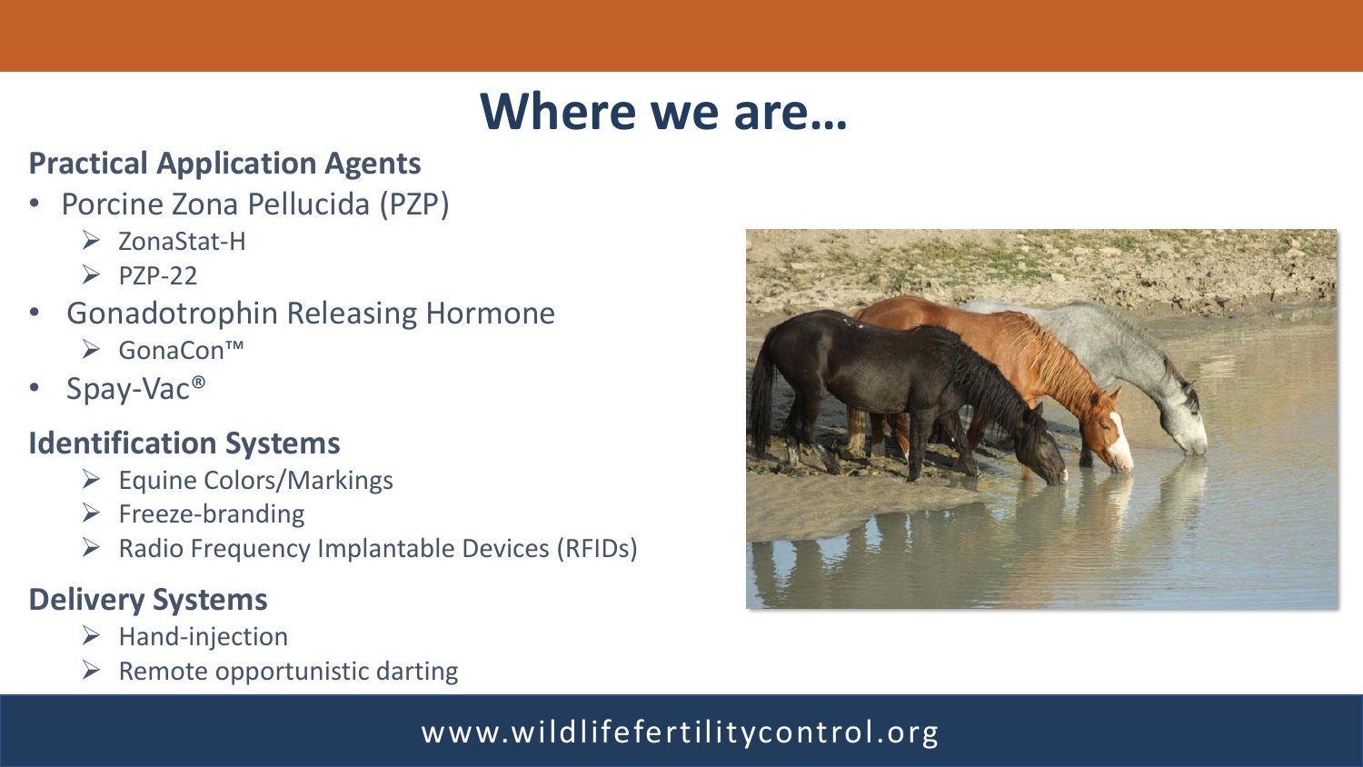# Where we are…

### Practical Application Agents

- Porcine Zona Pellucida (PZP)
  - ZonaStat-H
  - PZP-22
- Gonadotrophin Releasing Hormone
  - GonaCon™
- Spay-Vac®

### Identification Systems

- Equine Colors/Markings
- Freeze-branding
- Radio Frequency Implantable Devices (RFIDs)

### Delivery Systems

- Hand-injection
- Remote opportunistic darting

www.wildlifefertilitycontrol.org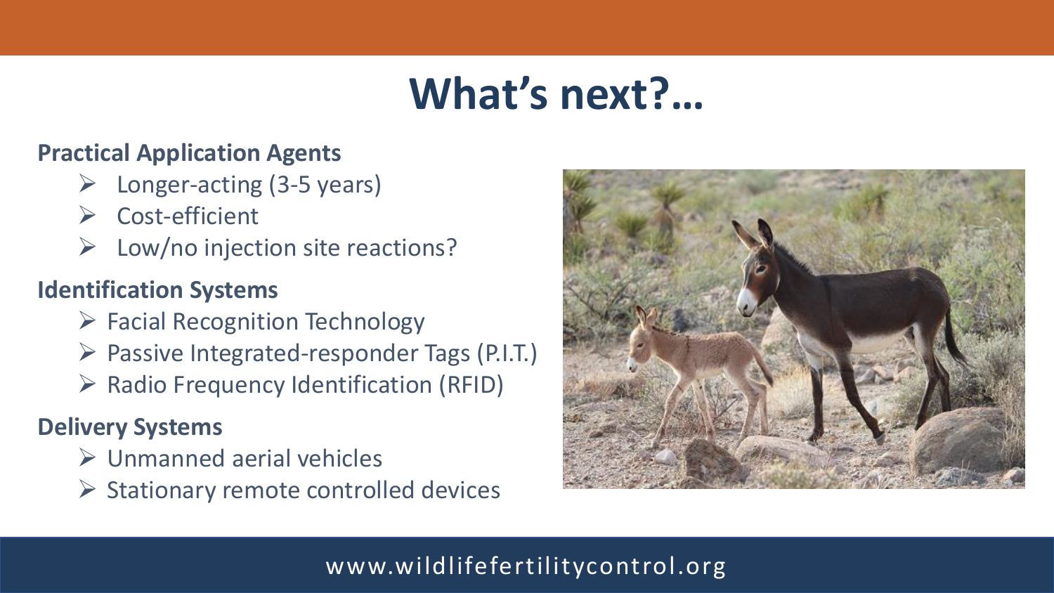# What's next?…

### Practical Application Agents

- Longer-acting (3-5 years)
- Cost-efficient
- Low/no injection site reactions?

### Identification Systems

- Facial Recognition Technology
- Passive Integrated-responder Tags (P.I.T.)
- Radio Frequency Identification (RFID)

### Delivery Systems

- Unmanned aerial vehicles
- Stationary remote controlled devices

www.wildlifefertilitycontrol.org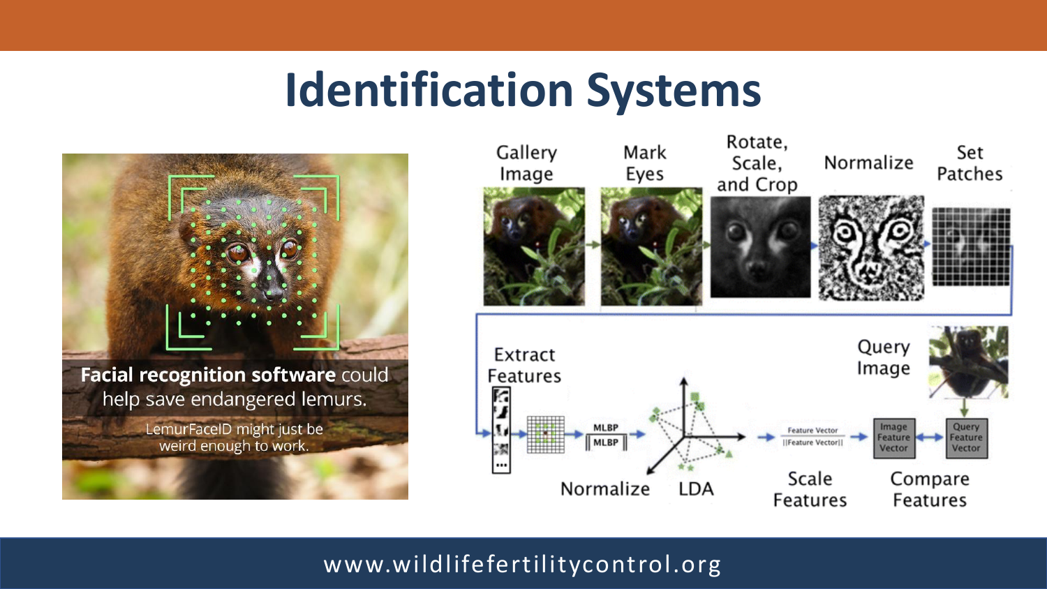# Identification Systems

**Facial recognition software** could help save endangered lemurs.

LemurFaceID might just be weird enough to work.

Gallery Image → Mark Eyes → Rotate, Scale, and Crop → Normalize → Set Patches

Extract Features → Normalize → LDA → Scale Features → Compare Features

Query Image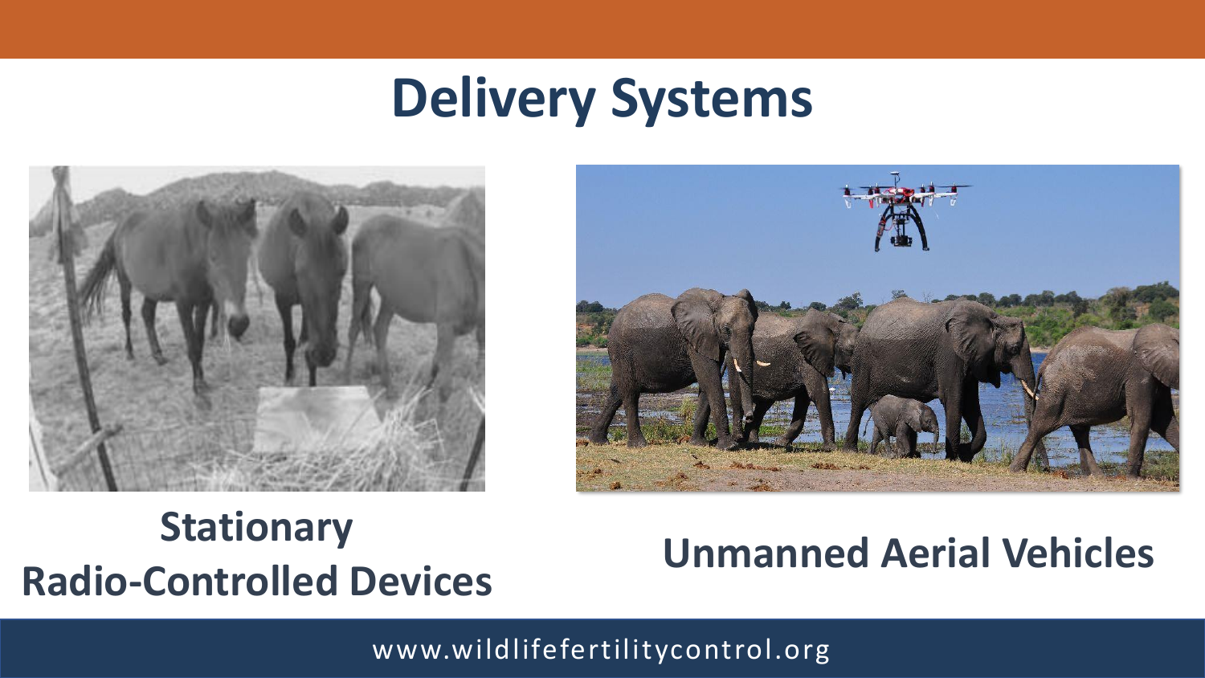# Delivery Systems

**Stationary Radio-Controlled Devices**

**Unmanned Aerial Vehicles**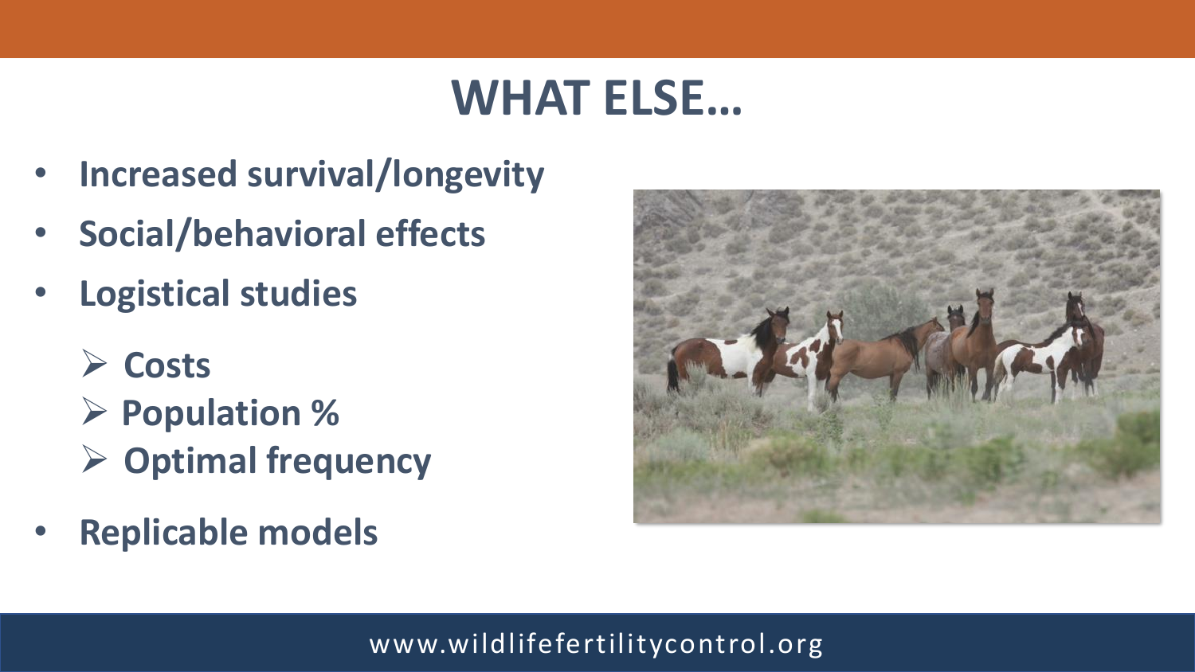# WHAT ELSE…

- **Increased survival/longevity**
- **Social/behavioral effects**
- **Logistical studies**
  - **Costs**
  - **Population %**
  - **Optimal frequency**
- **Replicable models**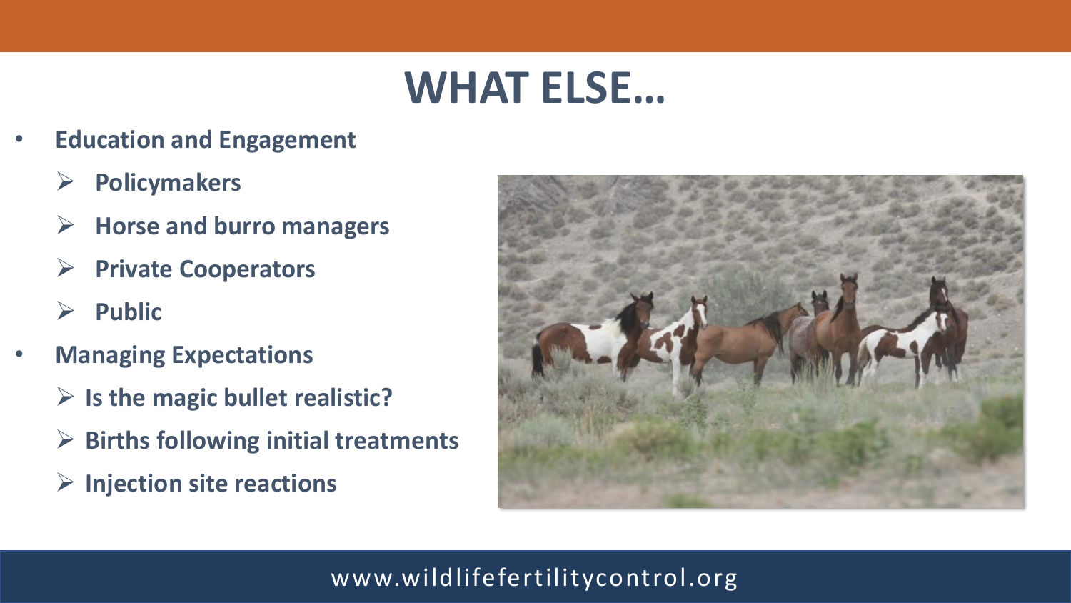# WHAT ELSE…

- **Education and Engagement**
  - **Policymakers**
  - **Horse and burro managers**
  - **Private Cooperators**
  - **Public**
- **Managing Expectations**
  - **Is the magic bullet realistic?**
  - **Births following initial treatments**
  - **Injection site reactions**

www.wildlifefertilitycontrol.org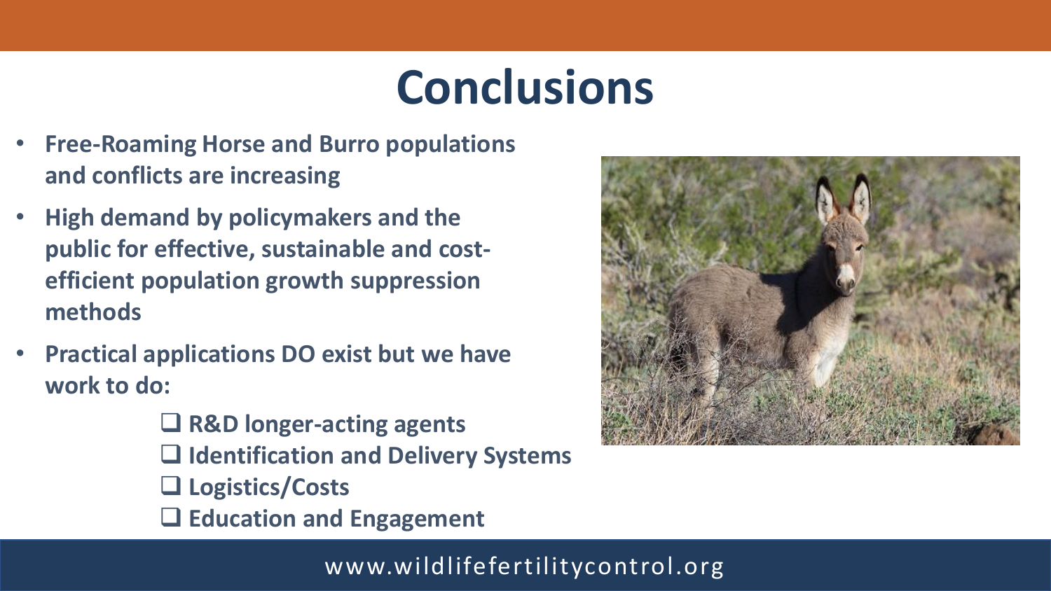# Conclusions

- **Free-Roaming Horse and Burro populations and conflicts are increasing**
- **High demand by policymakers and the public for effective, sustainable and cost-efficient population growth suppression methods**
- **Practical applications DO exist but we have work to do:**
  - [ ] **R&D longer-acting agents**
  - [ ] **Identification and Delivery Systems**
  - [ ] **Logistics/Costs**
  - [ ] **Education and Engagement**

www.wildlifefertilitycontrol.org